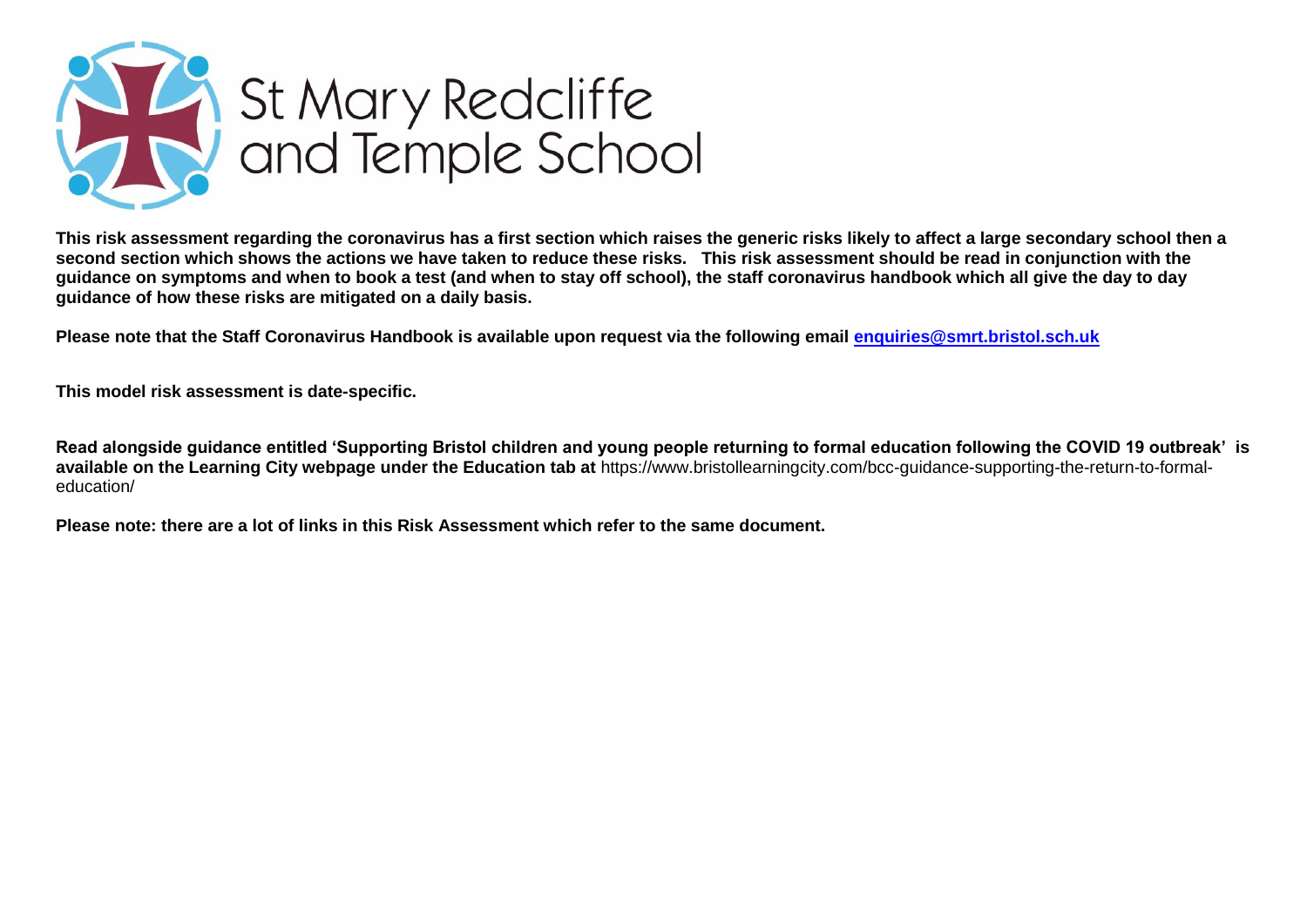# St Mary Redcliffe and Temple School

**This risk assessment regarding the coronavirus has a first section which raises the generic risks likely to affect a large secondary school then a second section which shows the actions we have taken to reduce these risks. This risk assessment should be read in conjunction with the guidance on symptoms and when to book a test (and when to stay off school), the staff coronavirus handbook which all give the day to day guidance of how these risks are mitigated on a daily basis.**

**Please note that the Staff Coronavirus Handbook is available upon request via the following email [enquiries@smrt.bristol.sch.uk](mailto:enquiries@smrt.bristol.sch.uk)**

**This model risk assessment is date-specific.**

**Read alongside guidance entitled 'Supporting Bristol children and young people returning to formal education following the COVID 19 outbreak' is available on the Learning City webpage under the Education tab at** https://www.bristollearningcity.com/bcc-guidance-supporting-the-return-to-formal-education/

**Please note: there are a lot of links in this Risk Assessment which refer to the same document.**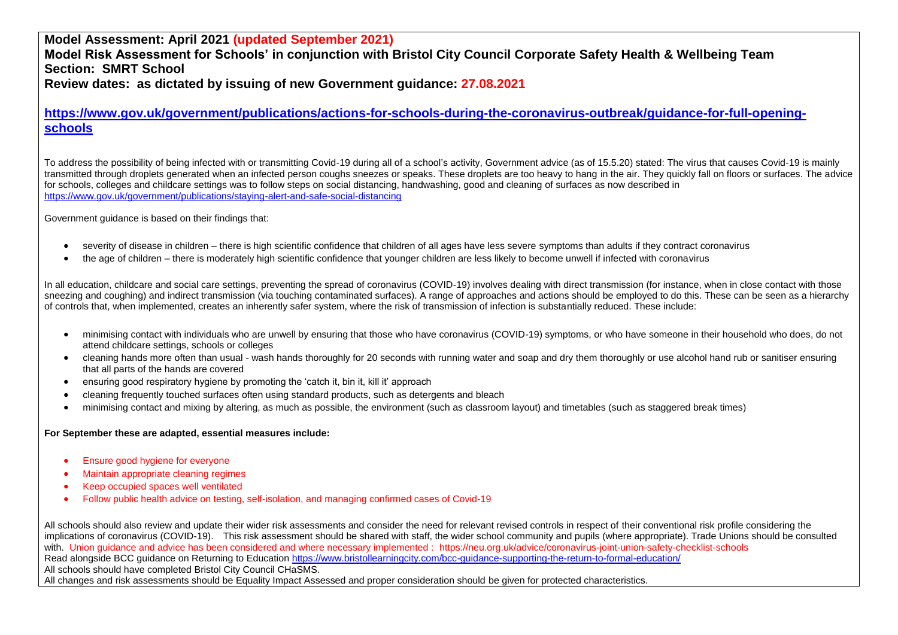**Model Assessment: April 2021 (updated September 2021)**
**Model Risk Assessment for Schools' in conjunction with Bristol City Council Corporate Safety Health & Wellbeing Team**
**Section: SMRT School**
**Review dates: as dictated by issuing of new Government guidance: 27.08.2021**

## https://www.gov.uk/government/publications/actions-for-schools-during-the-coronavirus-outbreak/guidance-for-full-opening-schools

To address the possibility of being infected with or transmitting Covid-19 during all of a school's activity, Government advice (as of 15.5.20) stated: The virus that causes Covid-19 is mainly transmitted through droplets generated when an infected person coughs sneezes or speaks. These droplets are too heavy to hang in the air. They quickly fall on floors or surfaces. The advice for schools, colleges and childcare settings was to follow steps on social distancing, handwashing, good and cleaning of surfaces as now described in https://www.gov.uk/government/publications/staying-alert-and-safe-social-distancing

Government guidance is based on their findings that:

- severity of disease in children – there is high scientific confidence that children of all ages have less severe symptoms than adults if they contract coronavirus
- the age of children – there is moderately high scientific confidence that younger children are less likely to become unwell if infected with coronavirus

In all education, childcare and social care settings, preventing the spread of coronavirus (COVID-19) involves dealing with direct transmission (for instance, when in close contact with those sneezing and coughing) and indirect transmission (via touching contaminated surfaces). A range of approaches and actions should be employed to do this. These can be seen as a hierarchy of controls that, when implemented, creates an inherently safer system, where the risk of transmission of infection is substantially reduced. These include:

- minimising contact with individuals who are unwell by ensuring that those who have coronavirus (COVID-19) symptoms, or who have someone in their household who does, do not attend childcare settings, schools or colleges
- cleaning hands more often than usual - wash hands thoroughly for 20 seconds with running water and soap and dry them thoroughly or use alcohol hand rub or sanitiser ensuring that all parts of the hands are covered
- ensuring good respiratory hygiene by promoting the 'catch it, bin it, kill it' approach
- cleaning frequently touched surfaces often using standard products, such as detergents and bleach
- minimising contact and mixing by altering, as much as possible, the environment (such as classroom layout) and timetables (such as staggered break times)

**For September these are adapted, essential measures include:**

- Ensure good hygiene for everyone
- Maintain appropriate cleaning regimes
- Keep occupied spaces well ventilated
- Follow public health advice on testing, self-isolation, and managing confirmed cases of Covid-19

All schools should also review and update their wider risk assessments and consider the need for relevant revised controls in respect of their conventional risk profile considering the implications of coronavirus (COVID-19). This risk assessment should be shared with staff, the wider school community and pupils (where appropriate). Trade Unions should be consulted with. Union guidance and advice has been considered and where necessary implemented : https://neu.org.uk/advice/coronavirus-joint-union-safety-checklist-schools
Read alongside BCC guidance on Returning to Education https://www.bristollearningcity.com/bcc-guidance-supporting-the-return-to-formal-education/
All schools should have completed Bristol City Council CHaSMS.
All changes and risk assessments should be Equality Impact Assessed and proper consideration should be given for protected characteristics.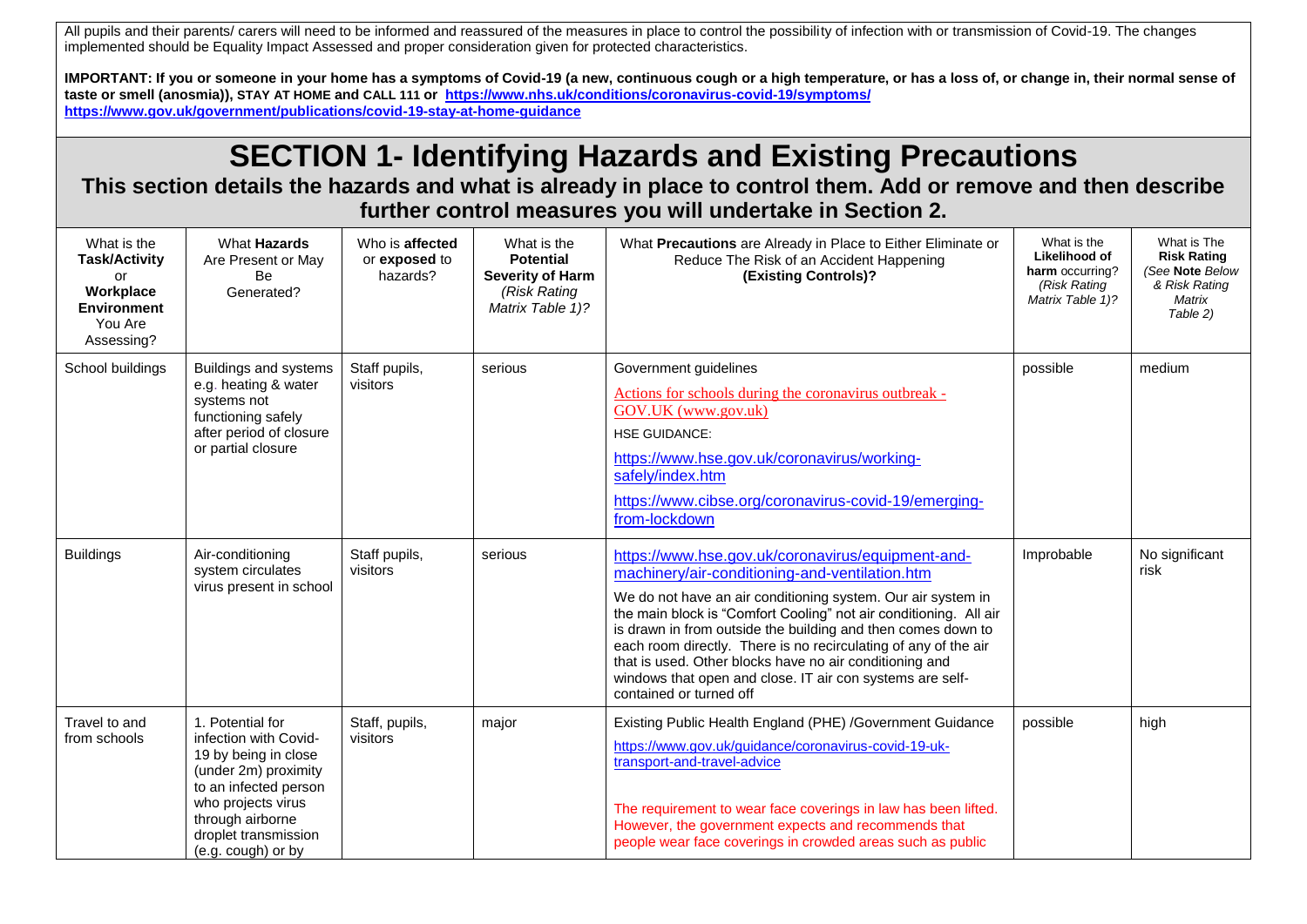All pupils and their parents/ carers will need to be informed and reassured of the measures in place to control the possibility of infection with or transmission of Covid-19. The changes implemented should be Equality Impact Assessed and proper consideration given for protected characteristics.

**IMPORTANT: If you or someone in your home has a symptoms of Covid-19 (a new, continuous cough or a high temperature, or has a loss of, or change in, their normal sense of taste or smell (anosmia)), STAY AT HOME and CALL 111 or https://www.nhs.uk/conditions/coronavirus-covid-19/symptoms/ https://www.gov.uk/government/publications/covid-19-stay-at-home-guidance**

# SECTION 1- Identifying Hazards and Existing Precautions

**This section details the hazards and what is already in place to control them. Add or remove and then describe further control measures you will undertake in Section 2.**

| What is the **Task/Activity** or **Workplace Environment** You Are Assessing? | What **Hazards** Are Present or May Be Generated? | Who is **affected** or **exposed** to hazards? | What is the **Potential Severity of Harm** *(Risk Rating Matrix Table 1)?* | What **Precautions** are Already in Place to Either Eliminate or Reduce The Risk of an Accident Happening **(Existing Controls)?** | What is the **Likelihood of harm** occurring? *(Risk Rating Matrix Table 1)?* | What is The **Risk Rating** *(See **Note** Below & Risk Rating Matrix Table 2)* |
|---|---|---|---|---|---|---|
| School buildings | Buildings and systems e.g. heating & water systems not functioning safely after period of closure or partial closure | Staff pupils, visitors | serious | Government guidelines<br>Actions for schools during the coronavirus outbreak - GOV.UK (www.gov.uk)<br>HSE GUIDANCE:<br>https://www.hse.gov.uk/coronavirus/working-safely/index.htm<br>https://www.cibse.org/coronavirus-covid-19/emerging-from-lockdown | possible | medium |
| Buildings | Air-conditioning system circulates virus present in school | Staff pupils, visitors | serious | https://www.hse.gov.uk/coronavirus/equipment-and-machinery/air-conditioning-and-ventilation.htm<br>We do not have an air conditioning system. Our air system in the main block is "Comfort Cooling" not air conditioning. All air is drawn in from outside the building and then comes down to each room directly. There is no recirculating of any of the air that is used. Other blocks have no air conditioning and windows that open and close. IT air con systems are self-contained or turned off | Improbable | No significant risk |
| Travel to and from schools | 1. Potential for infection with Covid-19 by being in close (under 2m) proximity to an infected person who projects virus through airborne droplet transmission (e.g. cough) or by | Staff, pupils, visitors | major | Existing Public Health England (PHE) /Government Guidance<br>https://www.gov.uk/guidance/coronavirus-covid-19-uk-transport-and-travel-advice<br><br>The requirement to wear face coverings in law has been lifted. However, the government expects and recommends that people wear face coverings in crowded areas such as public | possible | high |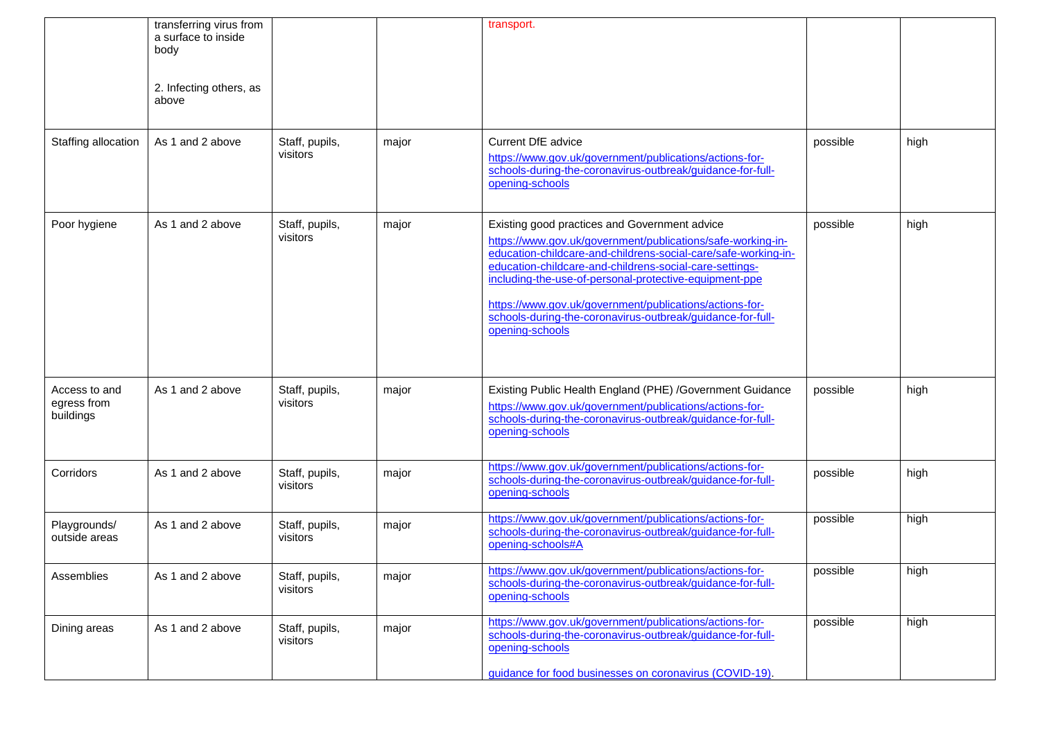| | | | | | | |
|---|---|---|---|---|---|---|
| | transferring virus from a surface to inside body<br><br>2. Infecting others, as above | | | transport. | | |
| Staffing allocation | As 1 and 2 above | Staff, pupils, visitors | major | Current DfE advice<br>https://www.gov.uk/government/publications/actions-for-schools-during-the-coronavirus-outbreak/guidance-for-full-opening-schools | possible | high |
| Poor hygiene | As 1 and 2 above | Staff, pupils, visitors | major | Existing good practices and Government advice<br>https://www.gov.uk/government/publications/safe-working-in-education-childcare-and-childrens-social-care/safe-working-in-education-childcare-and-childrens-social-care-settings-including-the-use-of-personal-protective-equipment-ppe<br><br>https://www.gov.uk/government/publications/actions-for-schools-during-the-coronavirus-outbreak/guidance-for-full-opening-schools | possible | high |
| Access to and egress from buildings | As 1 and 2 above | Staff, pupils, visitors | major | Existing Public Health England (PHE) /Government Guidance<br>https://www.gov.uk/government/publications/actions-for-schools-during-the-coronavirus-outbreak/guidance-for-full-opening-schools | possible | high |
| Corridors | As 1 and 2 above | Staff, pupils, visitors | major | https://www.gov.uk/government/publications/actions-for-schools-during-the-coronavirus-outbreak/guidance-for-full-opening-schools | possible | high |
| Playgrounds/ outside areas | As 1 and 2 above | Staff, pupils, visitors | major | https://www.gov.uk/government/publications/actions-for-schools-during-the-coronavirus-outbreak/guidance-for-full-opening-schools#A | possible | high |
| Assemblies | As 1 and 2 above | Staff, pupils, visitors | major | https://www.gov.uk/government/publications/actions-for-schools-during-the-coronavirus-outbreak/guidance-for-full-opening-schools | possible | high |
| Dining areas | As 1 and 2 above | Staff, pupils, visitors | major | https://www.gov.uk/government/publications/actions-for-schools-during-the-coronavirus-outbreak/guidance-for-full-opening-schools<br><br>guidance for food businesses on coronavirus (COVID-19). | possible | high |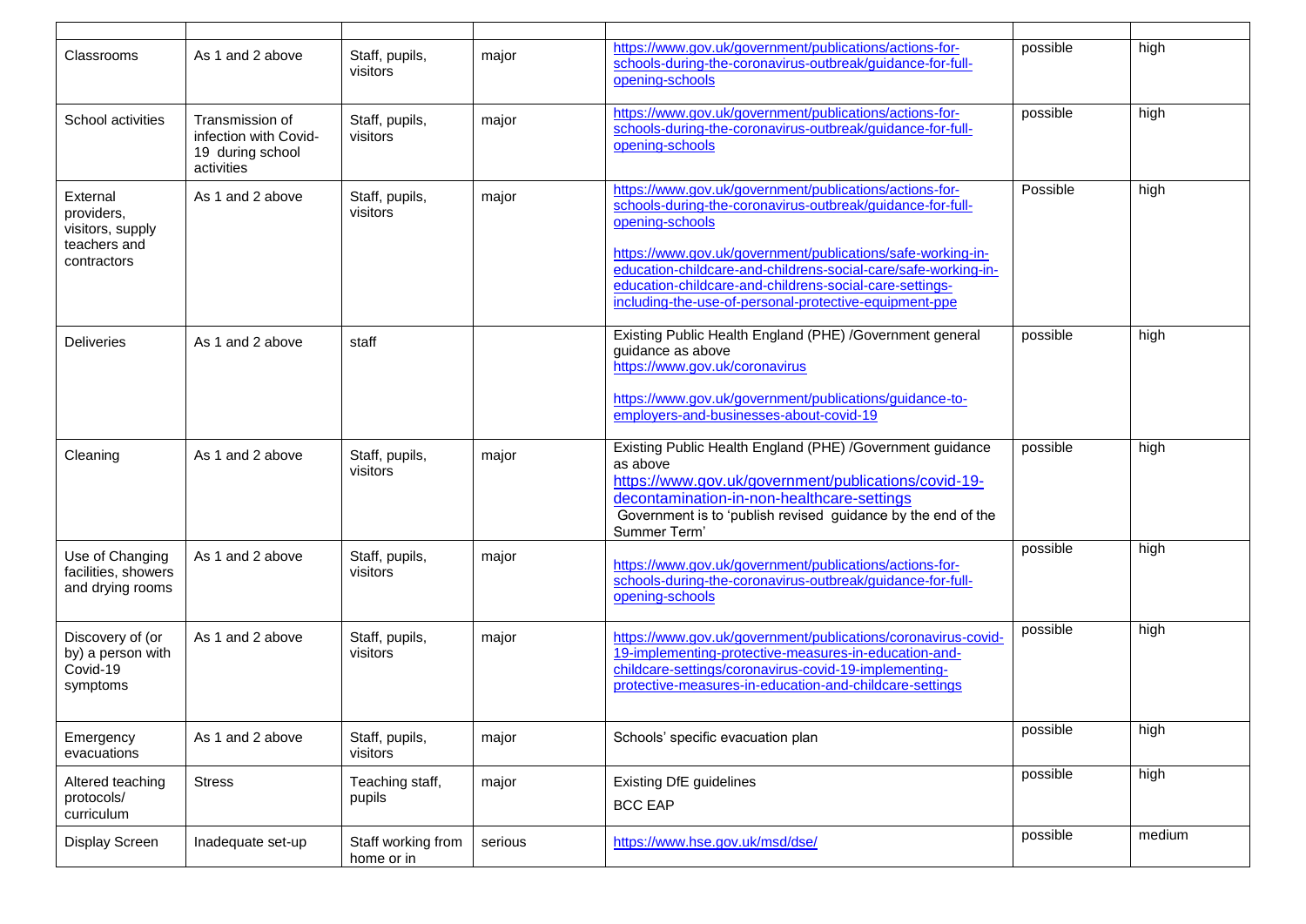| | | | | | | |
|---|---|---|---|---|---|---|
| Classrooms | As 1 and 2 above | Staff, pupils, visitors | major | https://www.gov.uk/government/publications/actions-for-schools-during-the-coronavirus-outbreak/guidance-for-full-opening-schools | possible | high |
| School activities | Transmission of infection with Covid-19 during school activities | Staff, pupils, visitors | major | https://www.gov.uk/government/publications/actions-for-schools-during-the-coronavirus-outbreak/guidance-for-full-opening-schools | possible | high |
| External providers, visitors, supply teachers and contractors | As 1 and 2 above | Staff, pupils, visitors | major | https://www.gov.uk/government/publications/actions-for-schools-during-the-coronavirus-outbreak/guidance-for-full-opening-schools<br><br>https://www.gov.uk/government/publications/safe-working-in-education-childcare-and-childrens-social-care/safe-working-in-education-childcare-and-childrens-social-care-settings-including-the-use-of-personal-protective-equipment-ppe | Possible | high |
| Deliveries | As 1 and 2 above | staff | | Existing Public Health England (PHE) /Government general guidance as above<br>https://www.gov.uk/coronavirus<br><br>https://www.gov.uk/government/publications/guidance-to-employers-and-businesses-about-covid-19 | possible | high |
| Cleaning | As 1 and 2 above | Staff, pupils, visitors | major | Existing Public Health England (PHE) /Government guidance as above<br>https://www.gov.uk/government/publications/covid-19-decontamination-in-non-healthcare-settings<br>Government is to 'publish revised guidance by the end of the Summer Term' | possible | high |
| Use of Changing facilities, showers and drying rooms | As 1 and 2 above | Staff, pupils, visitors | major | https://www.gov.uk/government/publications/actions-for-schools-during-the-coronavirus-outbreak/guidance-for-full-opening-schools | possible | high |
| Discovery of (or by) a person with Covid-19 symptoms | As 1 and 2 above | Staff, pupils, visitors | major | https://www.gov.uk/government/publications/coronavirus-covid-19-implementing-protective-measures-in-education-and-childcare-settings/coronavirus-covid-19-implementing-protective-measures-in-education-and-childcare-settings | possible | high |
| Emergency evacuations | As 1 and 2 above | Staff, pupils, visitors | major | Schools' specific evacuation plan | possible | high |
| Altered teaching protocols/ curriculum | Stress | Teaching staff, pupils | major | Existing DfE guidelines<br>BCC EAP | possible | high |
| Display Screen | Inadequate set-up | Staff working from home or in | serious | https://www.hse.gov.uk/msd/dse/ | possible | medium |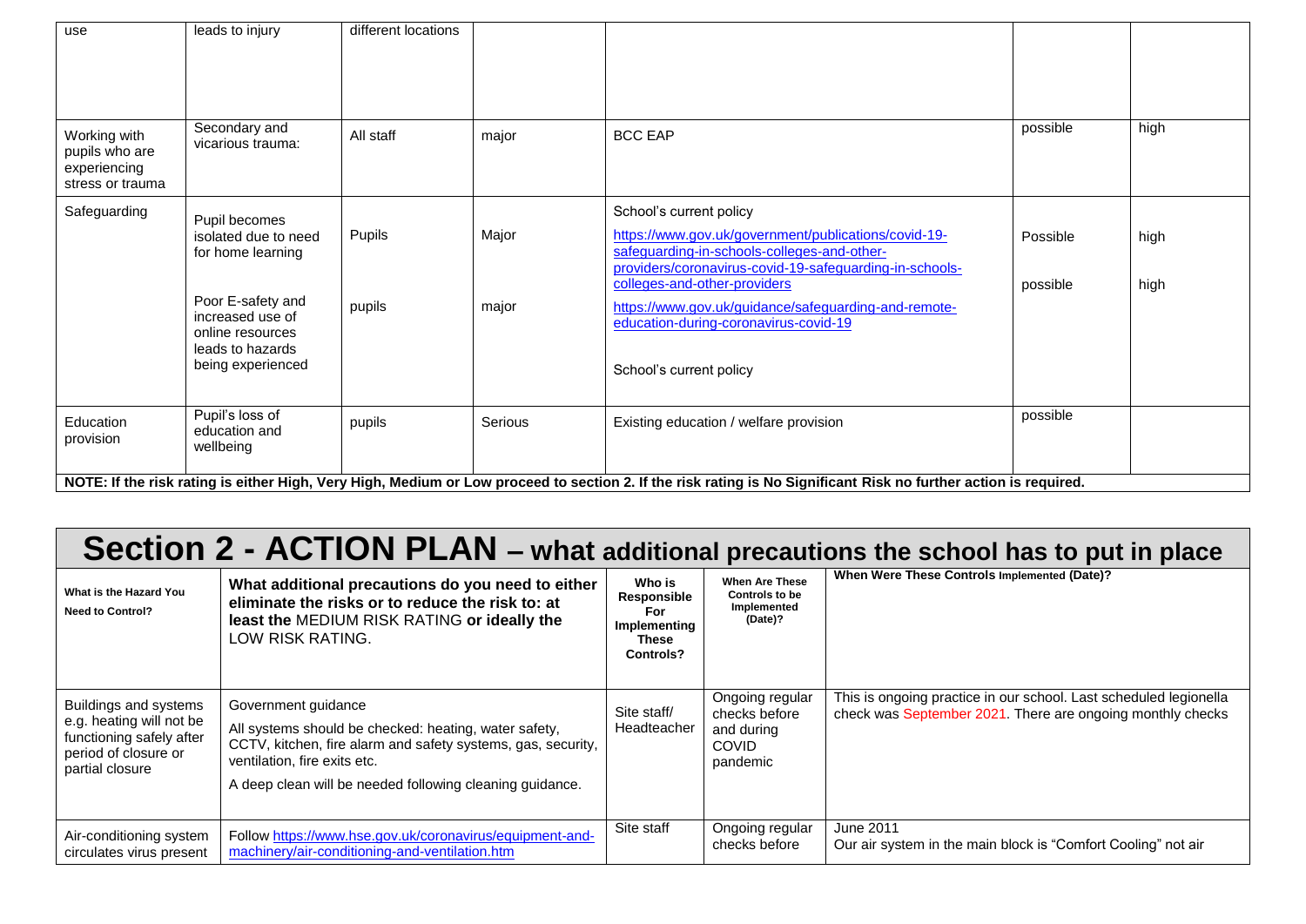| | | | | | | |
|---|---|---|---|---|---|---|
| use | leads to injury | different locations | | | | |
| Working with pupils who are experiencing stress or trauma | Secondary and vicarious trauma: | All staff | major | BCC EAP | possible | high |
| Safeguarding | Pupil becomes isolated due to need for home learning<br><br>Poor E-safety and increased use of online resources leads to hazards being experienced | Pupils<br><br>pupils | Major<br><br>major | School's current policy<br>https://www.gov.uk/government/publications/covid-19-safeguarding-in-schools-colleges-and-other-providers/coronavirus-covid-19-safeguarding-in-schools-colleges-and-other-providers<br>https://www.gov.uk/guidance/safeguarding-and-remote-education-during-coronavirus-covid-19<br><br>School's current policy | Possible<br><br>possible | high<br><br>high |
| Education provision | Pupil's loss of education and wellbeing | pupils | Serious | Existing education / welfare provision | possible | |

**NOTE: If the risk rating is either High, Very High, Medium or Low proceed to section 2. If the risk rating is No Significant Risk no further action is required.**

# Section 2 - ACTION PLAN – what additional precautions the school has to put in place

| What is the Hazard You Need to Control? | What additional precautions do you need to either eliminate the risks or to reduce the risk to: at least the MEDIUM RISK RATING or ideally the LOW RISK RATING. | Who is Responsible For Implementing These Controls? | When Are These Controls to be Implemented (Date)? | When Were These Controls Implemented (Date)? |
|---|---|---|---|---|
| Buildings and systems e.g. heating will not be functioning safely after period of closure or partial closure | Government guidance<br>All systems should be checked: heating, water safety, CCTV, kitchen, fire alarm and safety systems, gas, security, ventilation, fire exits etc.<br>A deep clean will be needed following cleaning guidance. | Site staff/ Headteacher | Ongoing regular checks before and during COVID pandemic | This is ongoing practice in our school. Last scheduled legionella check was September 2021. There are ongoing monthly checks |
| Air-conditioning system circulates virus present | Follow https://www.hse.gov.uk/coronavirus/equipment-and-machinery/air-conditioning-and-ventilation.htm | Site staff | Ongoing regular checks before | June 2011<br>Our air system in the main block is "Comfort Cooling" not air |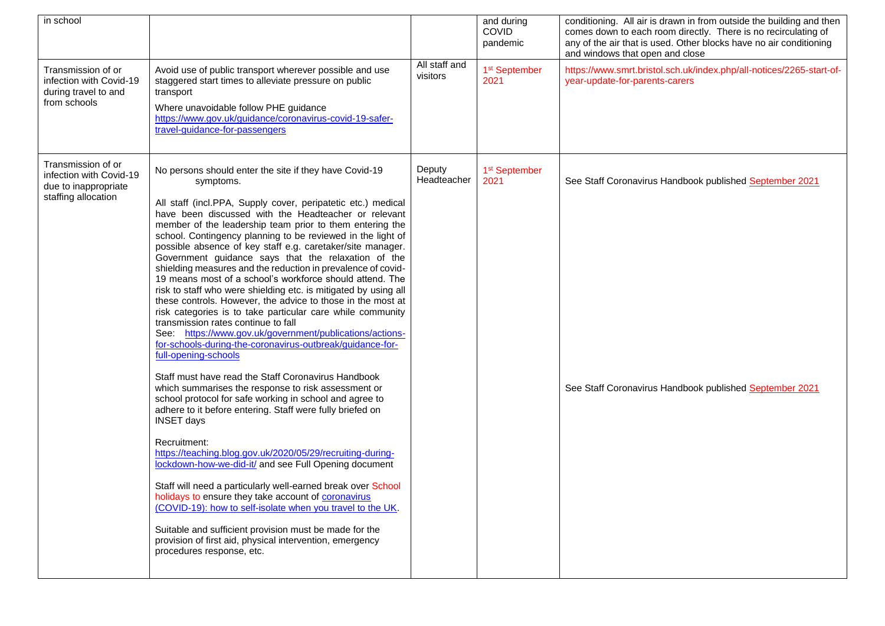| | | | | |
|---|---|---|---|---|
| in school | | | and during COVID pandemic | conditioning. All air is drawn in from outside the building and then comes down to each room directly. There is no recirculating of any of the air that is used. Other blocks have no air conditioning and windows that open and close |
| Transmission of or infection with Covid-19 during travel to and from schools | Avoid use of public transport wherever possible and use staggered start times to alleviate pressure on public transport<br><br>Where unavoidable follow PHE guidance https://www.gov.uk/guidance/coronavirus-covid-19-safer-travel-guidance-for-passengers | All staff and visitors | 1st September 2021 | https://www.smrt.bristol.sch.uk/index.php/all-notices/2265-start-of-year-update-for-parents-carers |
| Transmission of or infection with Covid-19 due to inappropriate staffing allocation | No persons should enter the site if they have Covid-19 symptoms.<br><br>All staff (incl.PPA, Supply cover, peripatetic etc.) medical have been discussed with the Headteacher or relevant member of the leadership team prior to them entering the school. Contingency planning to be reviewed in the light of possible absence of key staff e.g. caretaker/site manager. Government guidance says that the relaxation of the shielding measures and the reduction in prevalence of covid-19 means most of a school's workforce should attend. The risk to staff who were shielding etc. is mitigated by using all these controls. However, the advice to those in the most at risk categories is to take particular care while community transmission rates continue to fall<br>See: https://www.gov.uk/government/publications/actions-for-schools-during-the-coronavirus-outbreak/guidance-for-full-opening-schools<br><br>Staff must have read the Staff Coronavirus Handbook which summarises the response to risk assessment or school protocol for safe working in school and agree to adhere to it before entering. Staff were fully briefed on INSET days<br><br>Recruitment:<br>https://teaching.blog.gov.uk/2020/05/29/recruiting-during-lockdown-how-we-did-it/ and see Full Opening document<br><br>Staff will need a particularly well-earned break over School holidays to ensure they take account of coronavirus (COVID-19): how to self-isolate when you travel to the UK.<br><br>Suitable and sufficient provision must be made for the provision of first aid, physical intervention, emergency procedures response, etc. | Deputy Headteacher | 1st September 2021 | See Staff Coronavirus Handbook published September 2021<br><br>See Staff Coronavirus Handbook published September 2021 |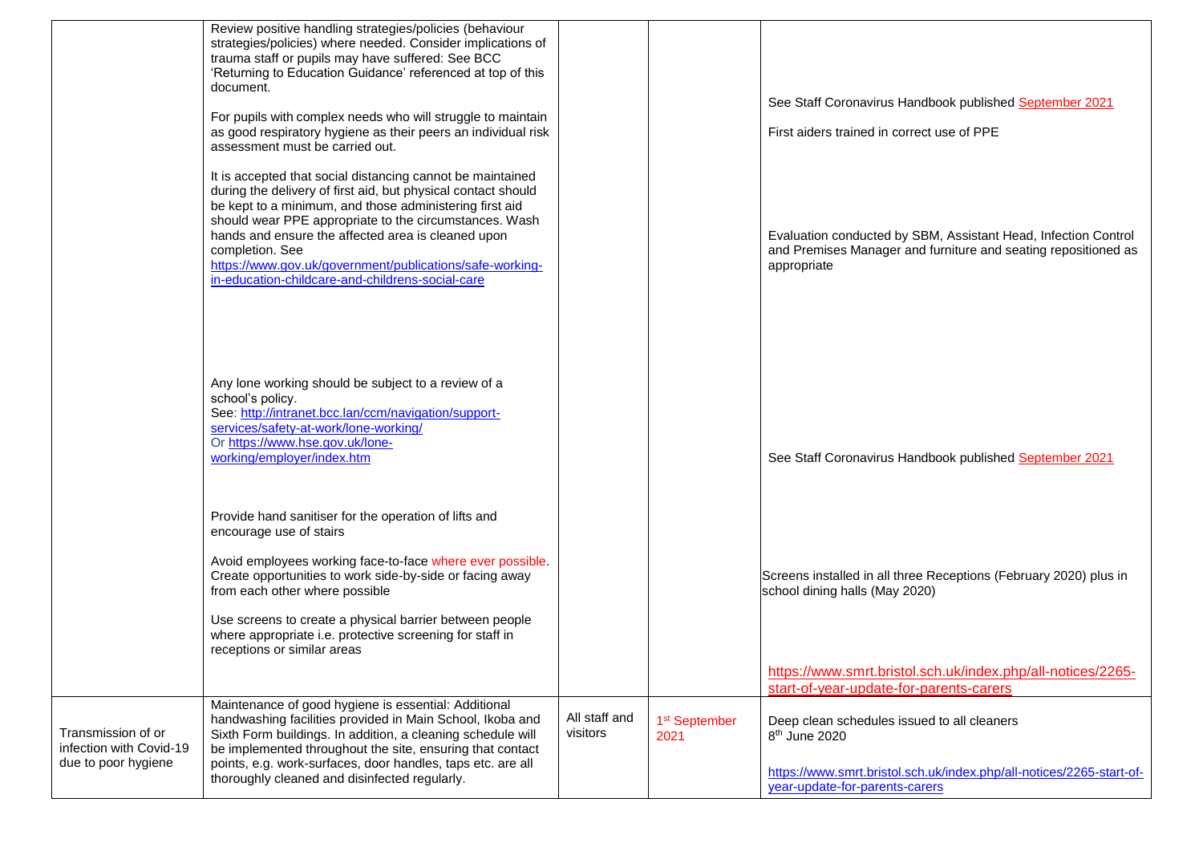| | | | | |
|---|---|---|---|---|
| | Review positive handling strategies/policies (behaviour strategies/policies) where needed. Consider implications of trauma staff or pupils may have suffered: See BCC 'Returning to Education Guidance' referenced at top of this document.<br><br>For pupils with complex needs who will struggle to maintain as good respiratory hygiene as their peers an individual risk assessment must be carried out.<br><br>It is accepted that social distancing cannot be maintained during the delivery of first aid, but physical contact should be kept to a minimum, and those administering first aid should wear PPE appropriate to the circumstances. Wash hands and ensure the affected area is cleaned upon completion. See https://www.gov.uk/government/publications/safe-working-in-education-childcare-and-childrens-social-care<br><br>Any lone working should be subject to a review of a school's policy.<br>See: http://intranet.bcc.lan/ccm/navigation/support-services/safety-at-work/lone-working/<br>Or https://www.hse.gov.uk/lone-working/employer/index.htm<br><br>Provide hand sanitiser for the operation of lifts and encourage use of stairs<br><br>Avoid employees working face-to-face where ever possible. Create opportunities to work side-by-side or facing away from each other where possible<br><br>Use screens to create a physical barrier between people where appropriate i.e. protective screening for staff in receptions or similar areas | | | See Staff Coronavirus Handbook published September 2021<br><br>First aiders trained in correct use of PPE<br><br>Evaluation conducted by SBM, Assistant Head, Infection Control and Premises Manager and furniture and seating repositioned as appropriate<br><br>See Staff Coronavirus Handbook published September 2021<br><br>Screens installed in all three Receptions (February 2020) plus in school dining halls (May 2020)<br><br>https://www.smrt.bristol.sch.uk/index.php/all-notices/2265-start-of-year-update-for-parents-carers |
| Transmission of or infection with Covid-19 due to poor hygiene | Maintenance of good hygiene is essential: Additional handwashing facilities provided in Main School, Ikoba and Sixth Form buildings. In addition, a cleaning schedule will be implemented throughout the site, ensuring that contact points, e.g. work-surfaces, door handles, taps etc. are all thoroughly cleaned and disinfected regularly. | All staff and visitors | 1st September 2021 | Deep clean schedules issued to all cleaners<br>8th June 2020<br><br>https://www.smrt.bristol.sch.uk/index.php/all-notices/2265-start-of-year-update-for-parents-carers |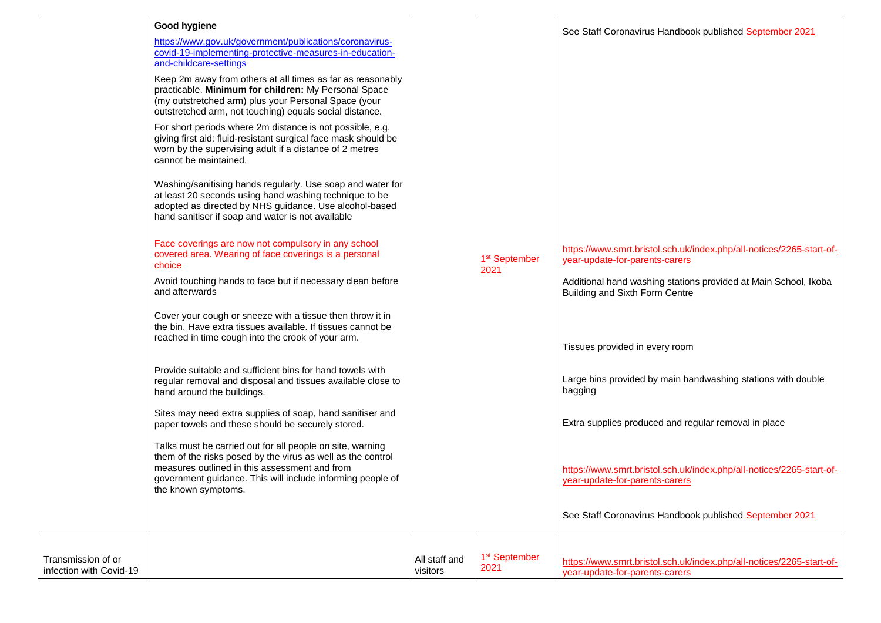| | | | | |
|---|---|---|---|---|
| | **Good hygiene**<br>https://www.gov.uk/government/publications/coronavirus-covid-19-implementing-protective-measures-in-education-and-childcare-settings<br><br>Keep 2m away from others at all times as far as reasonably practicable. **Minimum for children:** My Personal Space (my outstretched arm) plus your Personal Space (your outstretched arm, not touching) equals social distance.<br><br>For short periods where 2m distance is not possible, e.g. giving first aid: fluid-resistant surgical face mask should be worn by the supervising adult if a distance of 2 metres cannot be maintained.<br><br>Washing/sanitising hands regularly. Use soap and water for at least 20 seconds using hand washing technique to be adopted as directed by NHS guidance. Use alcohol-based hand sanitiser if soap and water is not available<br><br>Face coverings are now not compulsory in any school covered area. Wearing of face coverings is a personal choice<br><br>Avoid touching hands to face but if necessary clean before and afterwards<br><br>Cover your cough or sneeze with a tissue then throw it in the bin. Have extra tissues available. If tissues cannot be reached in time cough into the crook of your arm.<br><br>Provide suitable and sufficient bins for hand towels with regular removal and disposal and tissues available close to hand around the buildings.<br><br>Sites may need extra supplies of soap, hand sanitiser and paper towels and these should be securely stored.<br><br>Talks must be carried out for all people on site, warning them of the risks posed by the virus as well as the control measures outlined in this assessment and from government guidance. This will include informing people of the known symptoms. | | 1st September 2021 | See Staff Coronavirus Handbook published September 2021<br><br>https://www.smrt.bristol.sch.uk/index.php/all-notices/2265-start-of-year-update-for-parents-carers<br><br>Additional hand washing stations provided at Main School, Ikoba Building and Sixth Form Centre<br><br>Tissues provided in every room<br><br>Large bins provided by main handwashing stations with double bagging<br><br>Extra supplies produced and regular removal in place<br><br>https://www.smrt.bristol.sch.uk/index.php/all-notices/2265-start-of-year-update-for-parents-carers<br><br>See Staff Coronavirus Handbook published September 2021 |
| Transmission of or infection with Covid-19 | | All staff and visitors | 1st September 2021 | https://www.smrt.bristol.sch.uk/index.php/all-notices/2265-start-of-year-update-for-parents-carers |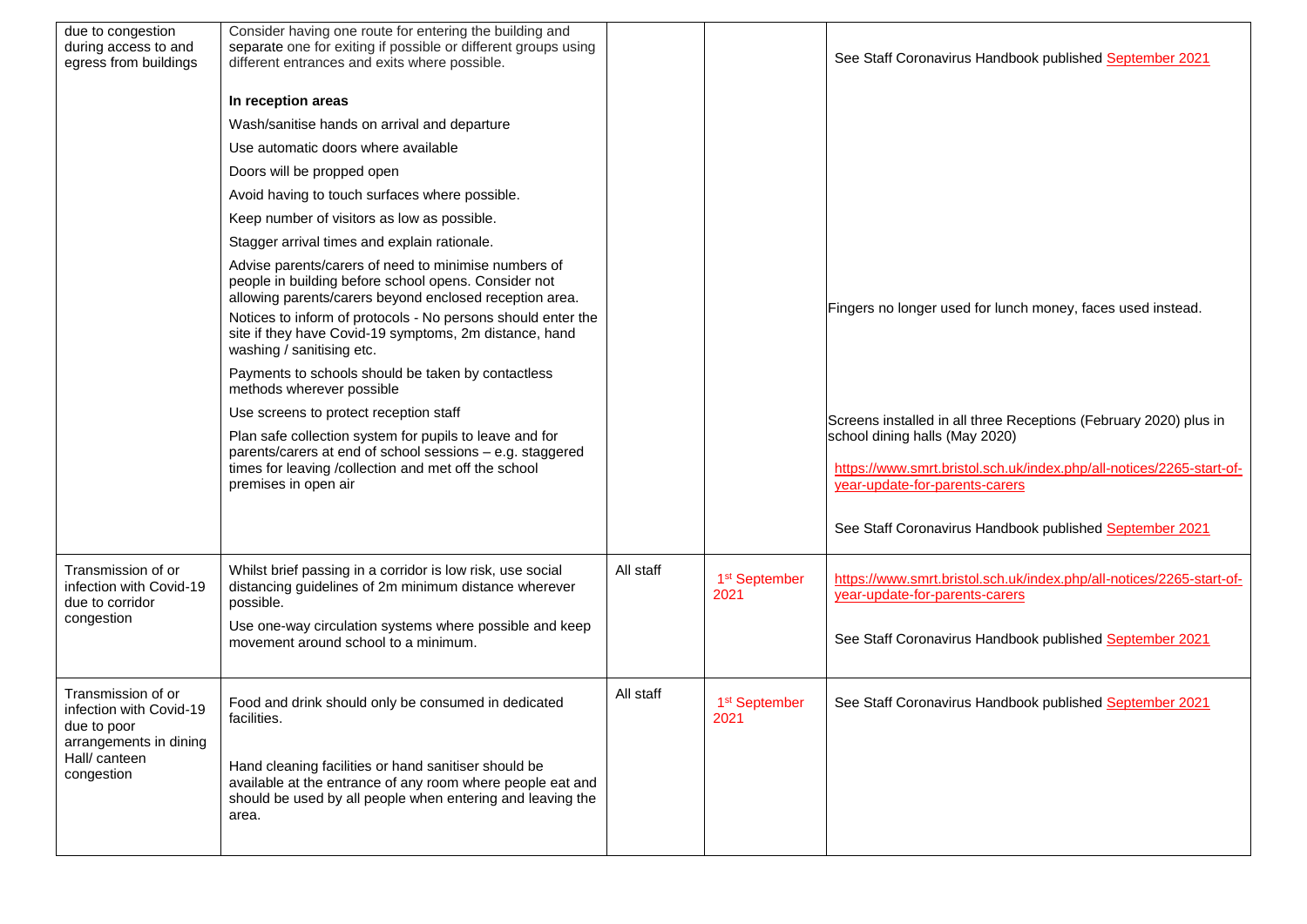| due to congestion during access to and egress from buildings | Consider having one route for entering the building and separate one for exiting if possible or different groups using different entrances and exits where possible.<br><br>**In reception areas**<br><br>Wash/sanitise hands on arrival and departure<br><br>Use automatic doors where available<br><br>Doors will be propped open<br><br>Avoid having to touch surfaces where possible.<br><br>Keep number of visitors as low as possible.<br><br>Stagger arrival times and explain rationale.<br><br>Advise parents/carers of need to minimise numbers of people in building before school opens. Consider not allowing parents/carers beyond enclosed reception area.<br><br>Notices to inform of protocols - No persons should enter the site if they have Covid-19 symptoms, 2m distance, hand washing / sanitising etc.<br><br>Payments to schools should be taken by contactless methods wherever possible<br><br>Use screens to protect reception staff<br><br>Plan safe collection system for pupils to leave and for parents/carers at end of school sessions – e.g. staggered times for leaving /collection and met off the school premises in open air | | | See Staff Coronavirus Handbook published September 2021<br><br>Fingers no longer used for lunch money, faces used instead.<br><br>Screens installed in all three Receptions (February 2020) plus in school dining halls (May 2020)<br><br>https://www.smrt.bristol.sch.uk/index.php/all-notices/2265-start-of-year-update-for-parents-carers<br><br>See Staff Coronavirus Handbook published September 2021 |
|---|---|---|---|---|
| Transmission of or infection with Covid-19 due to corridor congestion | Whilst brief passing in a corridor is low risk, use social distancing guidelines of 2m minimum distance wherever possible.<br><br>Use one-way circulation systems where possible and keep movement around school to a minimum. | All staff | 1st September 2021 | https://www.smrt.bristol.sch.uk/index.php/all-notices/2265-start-of-year-update-for-parents-carers<br><br>See Staff Coronavirus Handbook published September 2021 |
| Transmission of or infection with Covid-19 due to poor arrangements in dining Hall/ canteen congestion | Food and drink should only be consumed in dedicated facilities.<br><br>Hand cleaning facilities or hand sanitiser should be available at the entrance of any room where people eat and should be used by all people when entering and leaving the area. | All staff | 1st September 2021 | See Staff Coronavirus Handbook published September 2021 |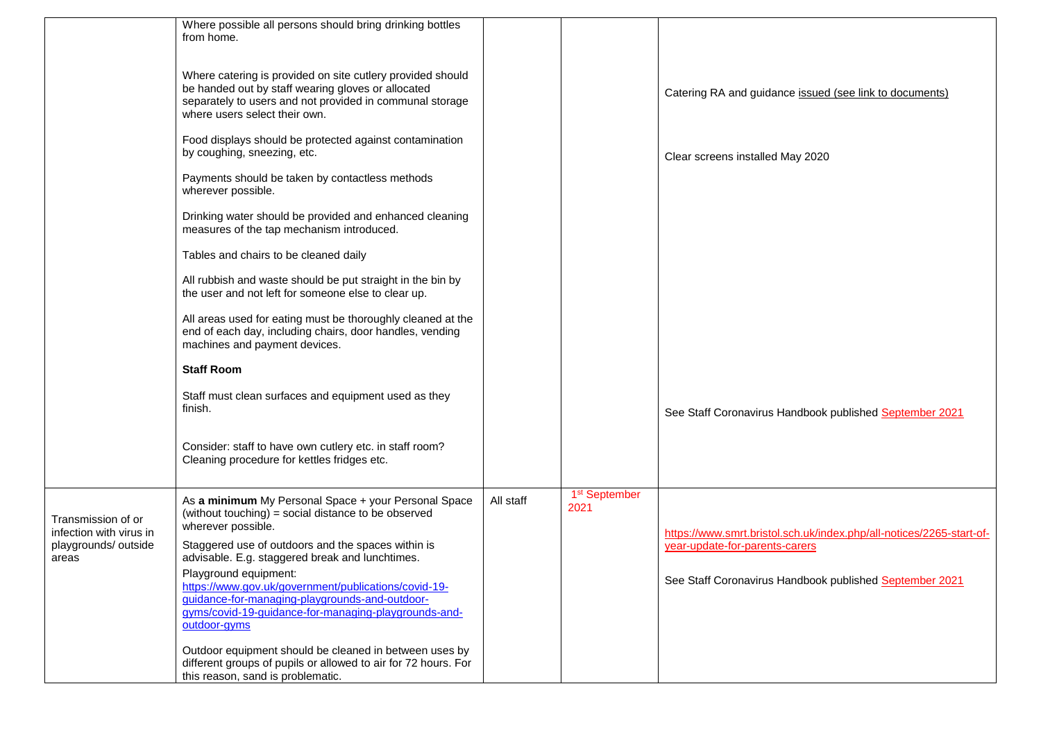| | | | | |
|---|---|---|---|---|
| | Where possible all persons should bring drinking bottles from home.<br><br>Where catering is provided on site cutlery provided should be handed out by staff wearing gloves or allocated separately to users and not provided in communal storage where users select their own.<br><br>Food displays should be protected against contamination by coughing, sneezing, etc.<br><br>Payments should be taken by contactless methods wherever possible.<br><br>Drinking water should be provided and enhanced cleaning measures of the tap mechanism introduced.<br><br>Tables and chairs to be cleaned daily<br><br>All rubbish and waste should be put straight in the bin by the user and not left for someone else to clear up.<br><br>All areas used for eating must be thoroughly cleaned at the end of each day, including chairs, door handles, vending machines and payment devices.<br><br>**Staff Room**<br><br>Staff must clean surfaces and equipment used as they finish.<br><br>Consider: staff to have own cutlery etc. in staff room? Cleaning procedure for kettles fridges etc. | | | Catering RA and guidance issued (see link to documents)<br><br>Clear screens installed May 2020<br><br>See Staff Coronavirus Handbook published September 2021 |
| Transmission of or infection with virus in playgrounds/ outside areas | As **a minimum** My Personal Space + your Personal Space (without touching) = social distance to be observed wherever possible.<br><br>Staggered use of outdoors and the spaces within is advisable. E.g. staggered break and lunchtimes.<br><br>Playground equipment:<br>https://www.gov.uk/government/publications/covid-19-guidance-for-managing-playgrounds-and-outdoor-gyms/covid-19-guidance-for-managing-playgrounds-and-outdoor-gyms<br><br>Outdoor equipment should be cleaned in between uses by different groups of pupils or allowed to air for 72 hours. For this reason, sand is problematic. | All staff | 1st September 2021 | https://www.smrt.bristol.sch.uk/index.php/all-notices/2265-start-of-year-update-for-parents-carers<br><br>See Staff Coronavirus Handbook published September 2021 |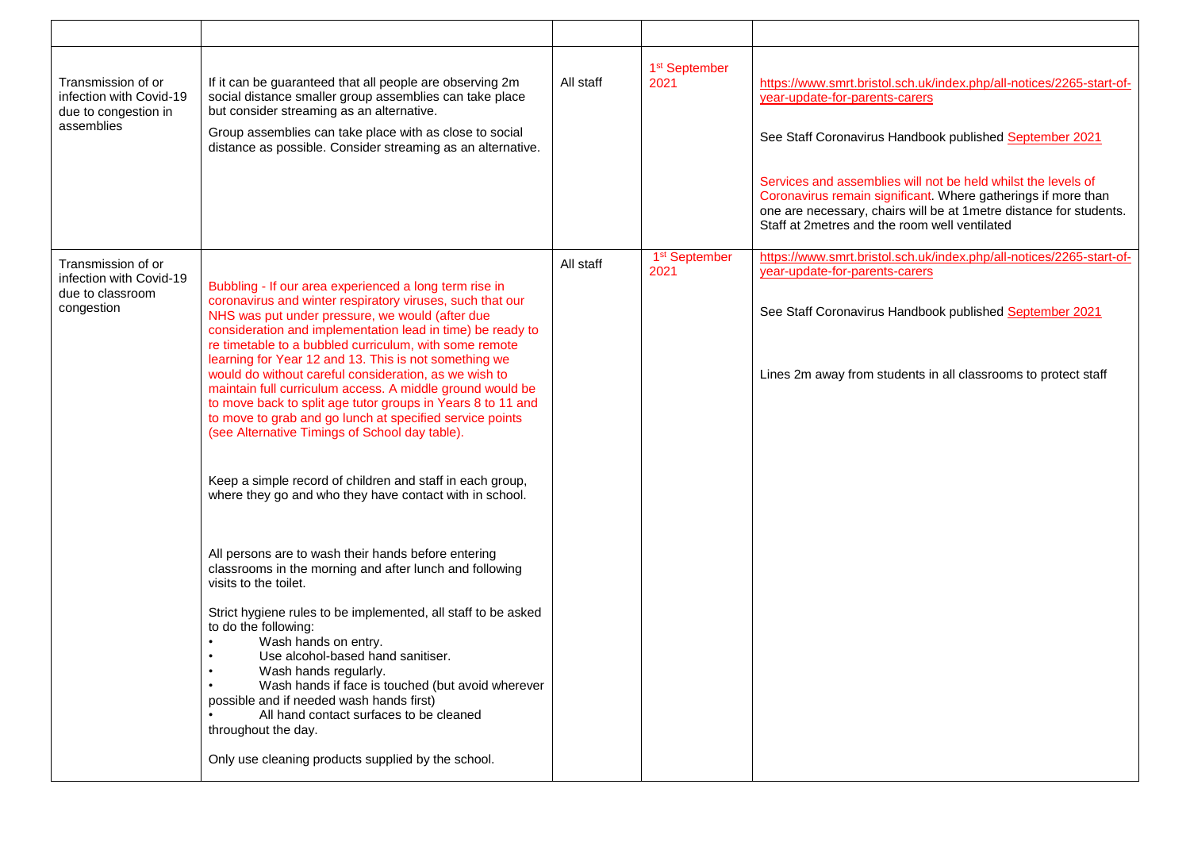| | | | | |
|---|---|---|---|---|
| Transmission of or infection with Covid-19 due to congestion in assemblies | If it can be guaranteed that all people are observing 2m social distance smaller group assemblies can take place but consider streaming as an alternative.<br><br>Group assemblies can take place with as close to social distance as possible. Consider streaming as an alternative. | All staff | 1st September 2021 | https://www.smrt.bristol.sch.uk/index.php/all-notices/2265-start-of-year-update-for-parents-carers<br><br>See Staff Coronavirus Handbook published September 2021<br><br>Services and assemblies will not be held whilst the levels of Coronavirus remain significant. Where gatherings if more than one are necessary, chairs will be at 1metre distance for students. Staff at 2metres and the room well ventilated |
| Transmission of or infection with Covid-19 due to classroom congestion | Bubbling - If our area experienced a long term rise in coronavirus and winter respiratory viruses, such that our NHS was put under pressure, we would (after due consideration and implementation lead in time) be ready to re timetable to a bubbled curriculum, with some remote learning for Year 12 and 13. This is not something we would do without careful consideration, as we wish to maintain full curriculum access. A middle ground would be to move back to split age tutor groups in Years 8 to 11 and to move to grab and go lunch at specified service points (see Alternative Timings of School day table).<br><br>Keep a simple record of children and staff in each group, where they go and who they have contact with in school.<br><br>All persons are to wash their hands before entering classrooms in the morning and after lunch and following visits to the toilet.<br><br>Strict hygiene rules to be implemented, all staff to be asked to do the following:<br>• Wash hands on entry.<br>• Use alcohol-based hand sanitiser.<br>• Wash hands regularly.<br>• Wash hands if face is touched (but avoid wherever possible and if needed wash hands first)<br>• All hand contact surfaces to be cleaned throughout the day.<br><br>Only use cleaning products supplied by the school. | All staff | 1st September 2021 | https://www.smrt.bristol.sch.uk/index.php/all-notices/2265-start-of-year-update-for-parents-carers<br><br>See Staff Coronavirus Handbook published September 2021<br><br>Lines 2m away from students in all classrooms to protect staff |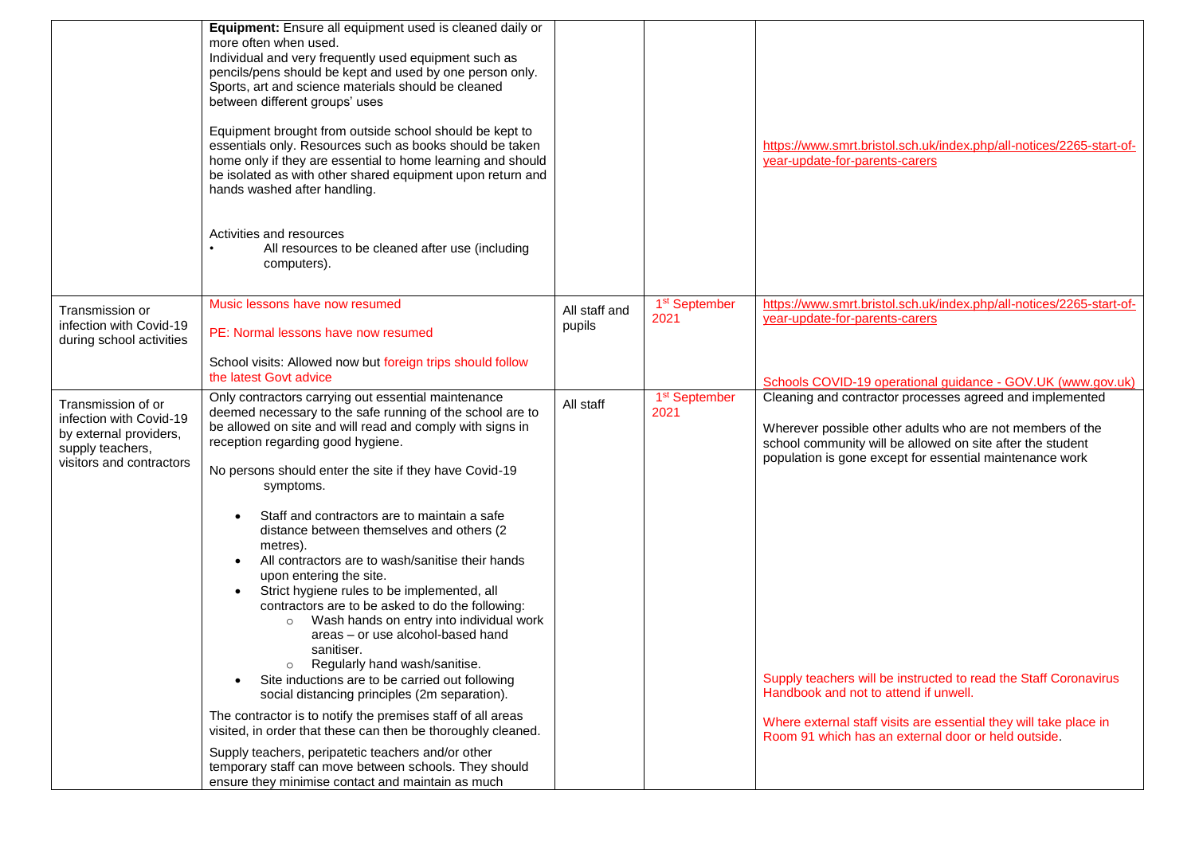| | | | | |
|---|---|---|---|---|
| | **Equipment:** Ensure all equipment used is cleaned daily or more often when used.<br>Individual and very frequently used equipment such as pencils/pens should be kept and used by one person only.<br>Sports, art and science materials should be cleaned between different groups' uses<br><br>Equipment brought from outside school should be kept to essentials only. Resources such as books should be taken home only if they are essential to home learning and should be isolated as with other shared equipment upon return and hands washed after handling.<br><br>Activities and resources<br>• All resources to be cleaned after use (including computers). | | | https://www.smrt.bristol.sch.uk/index.php/all-notices/2265-start-of-year-update-for-parents-carers |
| Transmission or infection with Covid-19 during school activities | Music lessons have now resumed<br><br>PE: Normal lessons have now resumed<br><br>School visits: Allowed now but foreign trips should follow the latest Govt advice | All staff and pupils | 1st September 2021 | https://www.smrt.bristol.sch.uk/index.php/all-notices/2265-start-of-year-update-for-parents-carers<br><br>Schools COVID-19 operational guidance - GOV.UK (www.gov.uk) |
| Transmission of or infection with Covid-19 by external providers, supply teachers, visitors and contractors | Only contractors carrying out essential maintenance deemed necessary to the safe running of the school are to be allowed on site and will read and comply with signs in reception regarding good hygiene.<br><br>No persons should enter the site if they have Covid-19 symptoms.<br><br>• Staff and contractors are to maintain a safe distance between themselves and others (2 metres).<br>• All contractors are to wash/sanitise their hands upon entering the site.<br>• Strict hygiene rules to be implemented, all contractors are to be asked to do the following:<br>&nbsp;&nbsp;○ Wash hands on entry into individual work areas – or use alcohol-based hand sanitiser.<br>&nbsp;&nbsp;○ Regularly hand wash/sanitise.<br>• Site inductions are to be carried out following social distancing principles (2m separation).<br><br>The contractor is to notify the premises staff of all areas visited, in order that these can then be thoroughly cleaned.<br><br>Supply teachers, peripatetic teachers and/or other temporary staff can move between schools. They should ensure they minimise contact and maintain as much | All staff | 1st September 2021 | Cleaning and contractor processes agreed and implemented<br><br>Wherever possible other adults who are not members of the school community will be allowed on site after the student population is gone except for essential maintenance work<br><br>Supply teachers will be instructed to read the Staff Coronavirus Handbook and not to attend if unwell.<br><br>Where external staff visits are essential they will take place in Room 91 which has an external door or held outside. |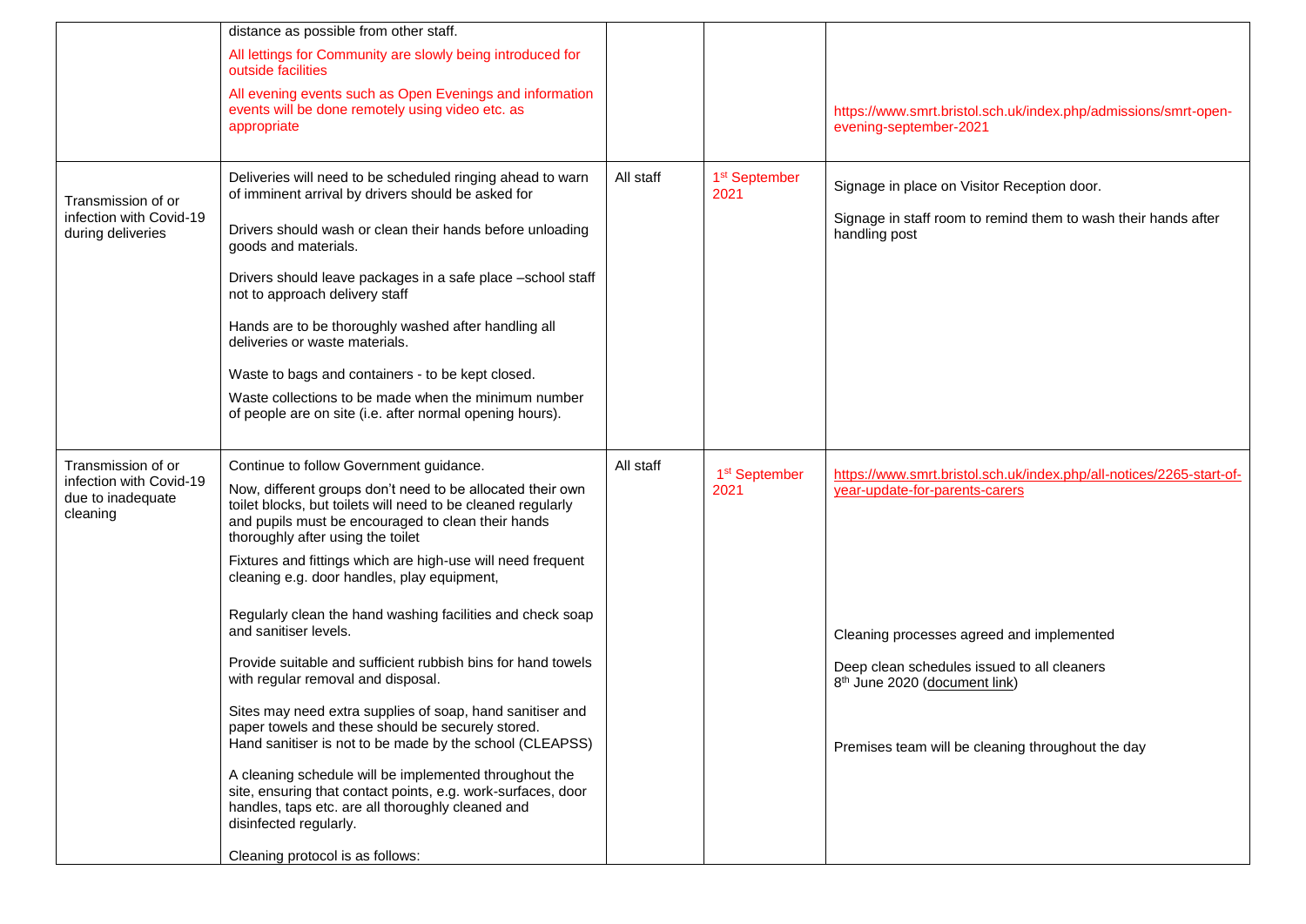| | | | | |
|---|---|---|---|---|
| | distance as possible from other staff.<br><br>All lettings for Community are slowly being introduced for outside facilities<br><br>All evening events such as Open Evenings and information events will be done remotely using video etc. as appropriate | | | https://www.smrt.bristol.sch.uk/index.php/admissions/smrt-open-evening-september-2021 |
| Transmission of or infection with Covid-19 during deliveries | Deliveries will need to be scheduled ringing ahead to warn of imminent arrival by drivers should be asked for<br><br>Drivers should wash or clean their hands before unloading goods and materials.<br><br>Drivers should leave packages in a safe place –school staff not to approach delivery staff<br><br>Hands are to be thoroughly washed after handling all deliveries or waste materials.<br><br>Waste to bags and containers - to be kept closed.<br><br>Waste collections to be made when the minimum number of people are on site (i.e. after normal opening hours). | All staff | 1st September 2021 | Signage in place on Visitor Reception door.<br><br>Signage in staff room to remind them to wash their hands after handling post |
| Transmission of or infection with Covid-19 due to inadequate cleaning | Continue to follow Government guidance.<br><br>Now, different groups don't need to be allocated their own toilet blocks, but toilets will need to be cleaned regularly and pupils must be encouraged to clean their hands thoroughly after using the toilet<br><br>Fixtures and fittings which are high-use will need frequent cleaning e.g. door handles, play equipment,<br><br>Regularly clean the hand washing facilities and check soap and sanitiser levels.<br><br>Provide suitable and sufficient rubbish bins for hand towels with regular removal and disposal.<br><br>Sites may need extra supplies of soap, hand sanitiser and paper towels and these should be securely stored.<br>Hand sanitiser is not to be made by the school (CLEAPSS)<br><br>A cleaning schedule will be implemented throughout the site, ensuring that contact points, e.g. work-surfaces, door handles, taps etc. are all thoroughly cleaned and disinfected regularly.<br><br>Cleaning protocol is as follows: | All staff | 1st September 2021 | https://www.smrt.bristol.sch.uk/index.php/all-notices/2265-start-of-year-update-for-parents-carers<br><br>Cleaning processes agreed and implemented<br><br>Deep clean schedules issued to all cleaners 8th June 2020 (document link)<br><br>Premises team will be cleaning throughout the day |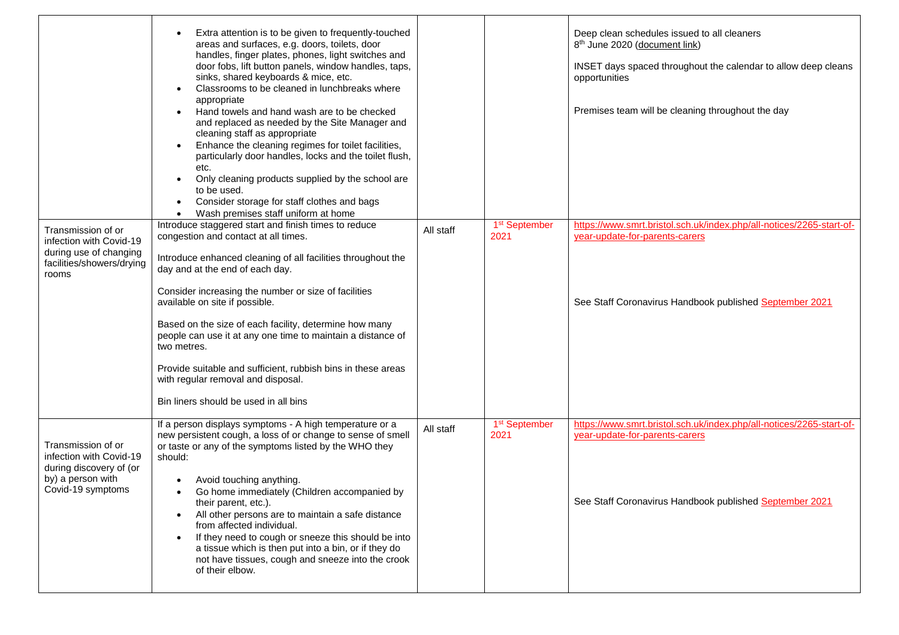| | | | | |
|---|---|---|---|---|
| | • Extra attention is to be given to frequently-touched areas and surfaces, e.g. doors, toilets, door handles, finger plates, phones, light switches and door fobs, lift button panels, window handles, taps, sinks, shared keyboards & mice, etc.<br>• Classrooms to be cleaned in lunchbreaks where appropriate<br>• Hand towels and hand wash are to be checked and replaced as needed by the Site Manager and cleaning staff as appropriate<br>• Enhance the cleaning regimes for toilet facilities, particularly door handles, locks and the toilet flush, etc.<br>• Only cleaning products supplied by the school are to be used.<br>• Consider storage for staff clothes and bags<br>• Wash premises staff uniform at home | | | Deep clean schedules issued to all cleaners 8th June 2020 (document link)<br><br>INSET days spaced throughout the calendar to allow deep cleans opportunities<br><br>Premises team will be cleaning throughout the day |
| Transmission of or infection with Covid-19 during use of changing facilities/showers/drying rooms | Introduce staggered start and finish times to reduce congestion and contact at all times.<br><br>Introduce enhanced cleaning of all facilities throughout the day and at the end of each day.<br><br>Consider increasing the number or size of facilities available on site if possible.<br><br>Based on the size of each facility, determine how many people can use it at any one time to maintain a distance of two metres.<br><br>Provide suitable and sufficient, rubbish bins in these areas with regular removal and disposal.<br><br>Bin liners should be used in all bins | All staff | 1st September 2021 | https://www.smrt.bristol.sch.uk/index.php/all-notices/2265-start-of-year-update-for-parents-carers<br><br>See Staff Coronavirus Handbook published September 2021 |
| Transmission of or infection with Covid-19 during discovery of (or by) a person with Covid-19 symptoms | If a person displays symptoms - A high temperature or a new persistent cough, a loss of or change to sense of smell or taste or any of the symptoms listed by the WHO they should:<br><br>• Avoid touching anything.<br>• Go home immediately (Children accompanied by their parent, etc.).<br>• All other persons are to maintain a safe distance from affected individual.<br>• If they need to cough or sneeze this should be into a tissue which is then put into a bin, or if they do not have tissues, cough and sneeze into the crook of their elbow. | All staff | 1st September 2021 | https://www.smrt.bristol.sch.uk/index.php/all-notices/2265-start-of-year-update-for-parents-carers<br><br>See Staff Coronavirus Handbook published September 2021 |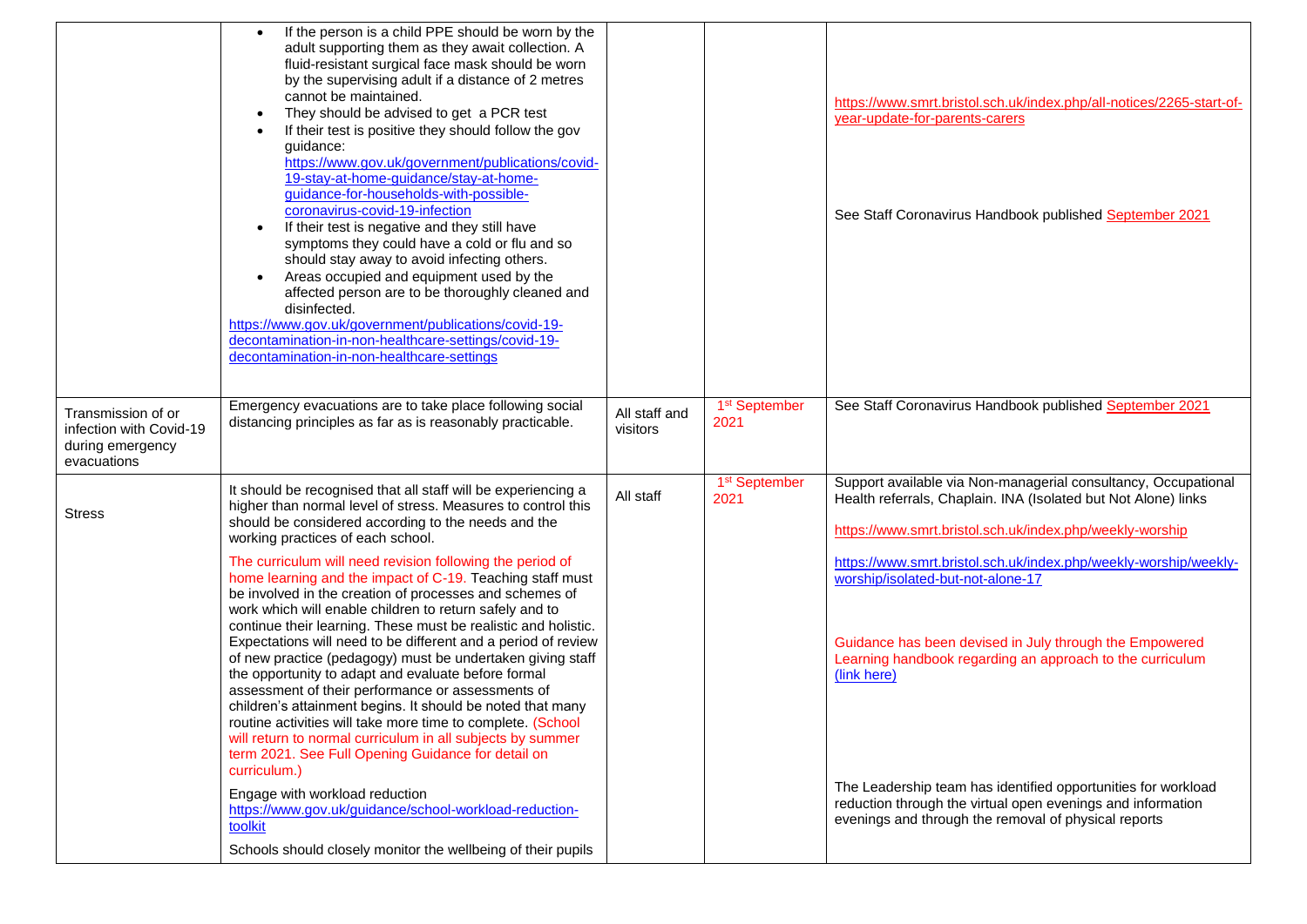| | | | | |
|---|---|---|---|---|
| | • If the person is a child PPE should be worn by the adult supporting them as they await collection. A fluid-resistant surgical face mask should be worn by the supervising adult if a distance of 2 metres cannot be maintained.<br>• They should be advised to get a PCR test<br>• If their test is positive they should follow the gov guidance: https://www.gov.uk/government/publications/covid-19-stay-at-home-guidance/stay-at-home-guidance-for-households-with-possible-coronavirus-covid-19-infection<br>• If their test is negative and they still have symptoms they could have a cold or flu and so should stay away to avoid infecting others.<br>• Areas occupied and equipment used by the affected person are to be thoroughly cleaned and disinfected.<br>https://www.gov.uk/government/publications/covid-19-decontamination-in-non-healthcare-settings/covid-19-decontamination-in-non-healthcare-settings | | | https://www.smrt.bristol.sch.uk/index.php/all-notices/2265-start-of-year-update-for-parents-carers<br><br>See Staff Coronavirus Handbook published September 2021 |
| Transmission of or infection with Covid-19 during emergency evacuations | Emergency evacuations are to take place following social distancing principles as far as is reasonably practicable. | All staff and visitors | 1st September 2021 | See Staff Coronavirus Handbook published September 2021 |
| Stress | It should be recognised that all staff will be experiencing a higher than normal level of stress. Measures to control this should be considered according to the needs and the working practices of each school.<br><br>The curriculum will need revision following the period of home learning and the impact of C-19. Teaching staff must be involved in the creation of processes and schemes of work which will enable children to return safely and to continue their learning. These must be realistic and holistic. Expectations will need to be different and a period of review of new practice (pedagogy) must be undertaken giving staff the opportunity to adapt and evaluate before formal assessment of their performance or assessments of children's attainment begins. It should be noted that many routine activities will take more time to complete. (School will return to normal curriculum in all subjects by summer term 2021. See Full Opening Guidance for detail on curriculum.)<br><br>Engage with workload reduction https://www.gov.uk/guidance/school-workload-reduction-toolkit<br><br>Schools should closely monitor the wellbeing of their pupils | All staff | 1st September 2021 | Support available via Non-managerial consultancy, Occupational Health referrals, Chaplain. INA (Isolated but Not Alone) links<br><br>https://www.smrt.bristol.sch.uk/index.php/weekly-worship<br><br>https://www.smrt.bristol.sch.uk/index.php/weekly-worship/weekly-worship/isolated-but-not-alone-17<br><br>Guidance has been devised in July through the Empowered Learning handbook regarding an approach to the curriculum (link here)<br><br>The Leadership team has identified opportunities for workload reduction through the virtual open evenings and information evenings and through the removal of physical reports |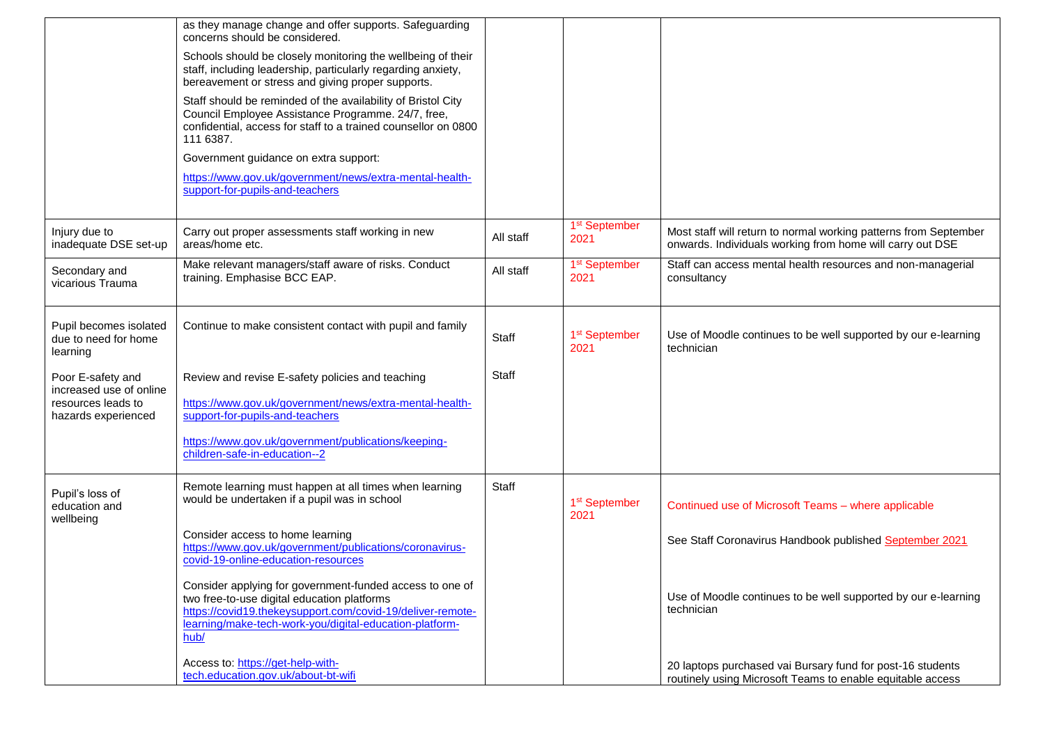| | | | | |
|---|---|---|---|---|
| | as they manage change and offer supports. Safeguarding concerns should be considered.<br><br>Schools should be closely monitoring the wellbeing of their staff, including leadership, particularly regarding anxiety, bereavement or stress and giving proper supports.<br><br>Staff should be reminded of the availability of Bristol City Council Employee Assistance Programme. 24/7, free, confidential, access for staff to a trained counsellor on 0800 111 6387.<br><br>Government guidance on extra support:<br><br>https://www.gov.uk/government/news/extra-mental-health-support-for-pupils-and-teachers | | | |
| Injury due to inadequate DSE set-up | Carry out proper assessments staff working in new areas/home etc. | All staff | 1st September 2021 | Most staff will return to normal working patterns from September onwards. Individuals working from home will carry out DSE |
| Secondary and vicarious Trauma | Make relevant managers/staff aware of risks. Conduct training. Emphasise BCC EAP. | All staff | 1st September 2021 | Staff can access mental health resources and non-managerial consultancy |
| Pupil becomes isolated due to need for home learning | Continue to make consistent contact with pupil and family | Staff | 1st September 2021 | Use of Moodle continues to be well supported by our e-learning technician |
| Poor E-safety and increased use of online resources leads to hazards experienced | Review and revise E-safety policies and teaching<br><br>https://www.gov.uk/government/news/extra-mental-health-support-for-pupils-and-teachers<br><br>https://www.gov.uk/government/publications/keeping-children-safe-in-education--2 | Staff | | |
| Pupil's loss of education and wellbeing | Remote learning must happen at all times when learning would be undertaken if a pupil was in school<br><br>Consider access to home learning https://www.gov.uk/government/publications/coronavirus-covid-19-online-education-resources<br><br>Consider applying for government-funded access to one of two free-to-use digital education platforms https://covid19.thekeysupport.com/covid-19/deliver-remote-learning/make-tech-work-you/digital-education-platform-hub/<br><br>Access to: https://get-help-with-tech.education.gov.uk/about-bt-wifi | Staff | 1st September 2021 | Continued use of Microsoft Teams – where applicable<br><br>See Staff Coronavirus Handbook published September 2021<br><br>Use of Moodle continues to be well supported by our e-learning technician<br><br>20 laptops purchased vai Bursary fund for post-16 students routinely using Microsoft Teams to enable equitable access |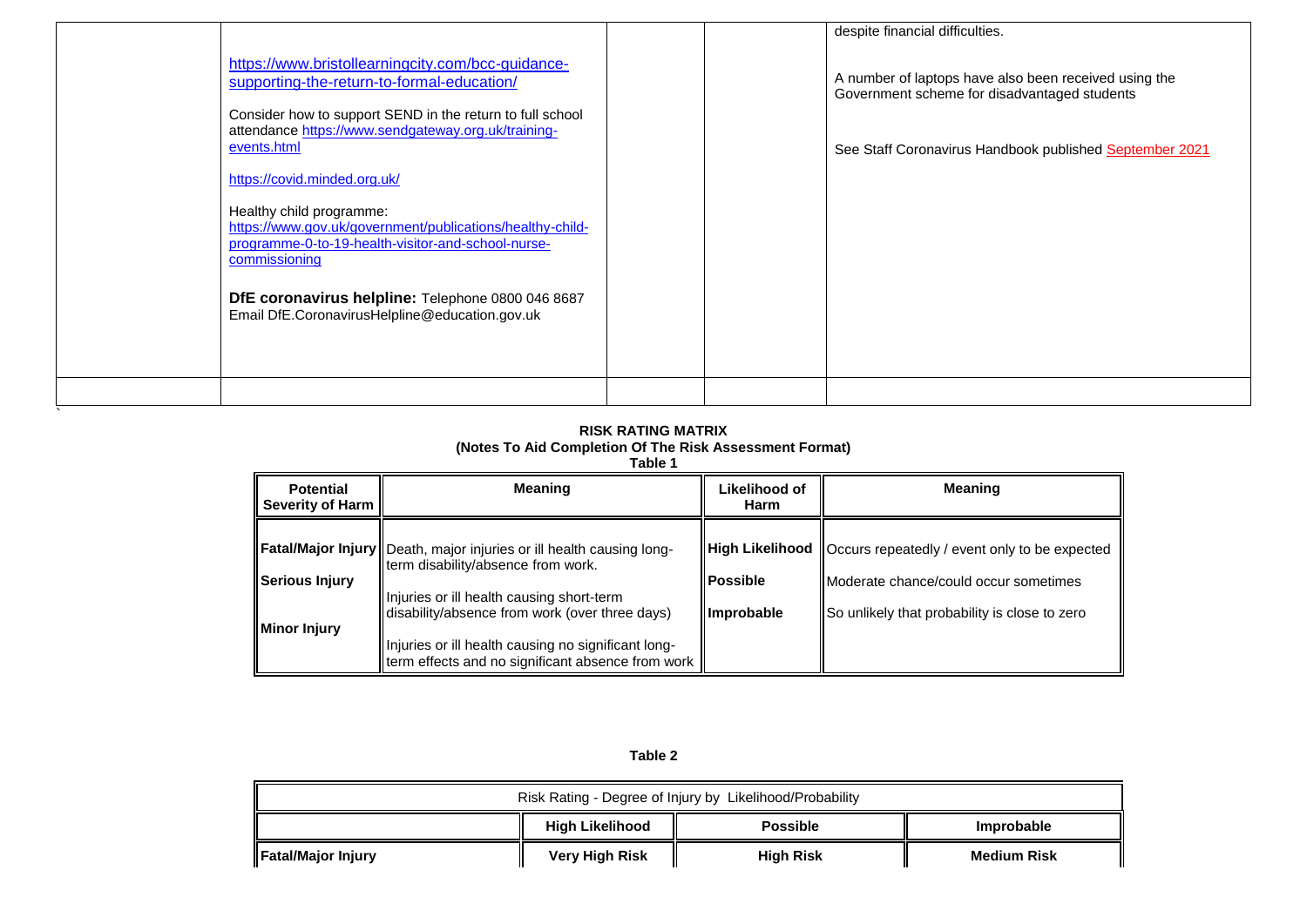| | | | | |
|---|---|---|---|---|
| | https://www.bristollearningcity.com/bcc-guidance-supporting-the-return-to-formal-education/<br><br>Consider how to support SEND in the return to full school attendance https://www.sendgateway.org.uk/training-events.html<br><br>https://covid.minded.org.uk/<br><br>Healthy child programme: https://www.gov.uk/government/publications/healthy-child-programme-0-to-19-health-visitor-and-school-nurse-commissioning<br><br>**DfE coronavirus helpline:** Telephone 0800 046 8687 Email DfE.CoronavirusHelpline@education.gov.uk | | | despite financial difficulties.<br><br>A number of laptops have also been received using the Government scheme for disadvantaged students<br><br>See Staff Coronavirus Handbook published September 2021 |
| | | | | |

`

**RISK RATING MATRIX**
**(Notes To Aid Completion Of The Risk Assessment Format)**
**Table 1**

| Potential Severity of Harm | Meaning | Likelihood of Harm | Meaning |
|---|---|---|---|
| **Fatal/Major Injury** | Death, major injuries or ill health causing long-term disability/absence from work. | **High Likelihood** | Occurs repeatedly / event only to be expected |
| **Serious Injury** | Injuries or ill health causing short-term disability/absence from work (over three days) | **Possible** | Moderate chance/could occur sometimes |
| **Minor Injury** | Injuries or ill health causing no significant long-term effects and no significant absence from work | **Improbable** | So unlikely that probability is close to zero |

**Table 2**

| Risk Rating - Degree of Injury by Likelihood/Probability | | | |
|---|---|---|---|
| | **High Likelihood** | **Possible** | **Improbable** |
| **Fatal/Major Injury** | **Very High Risk** | **High Risk** | **Medium Risk** |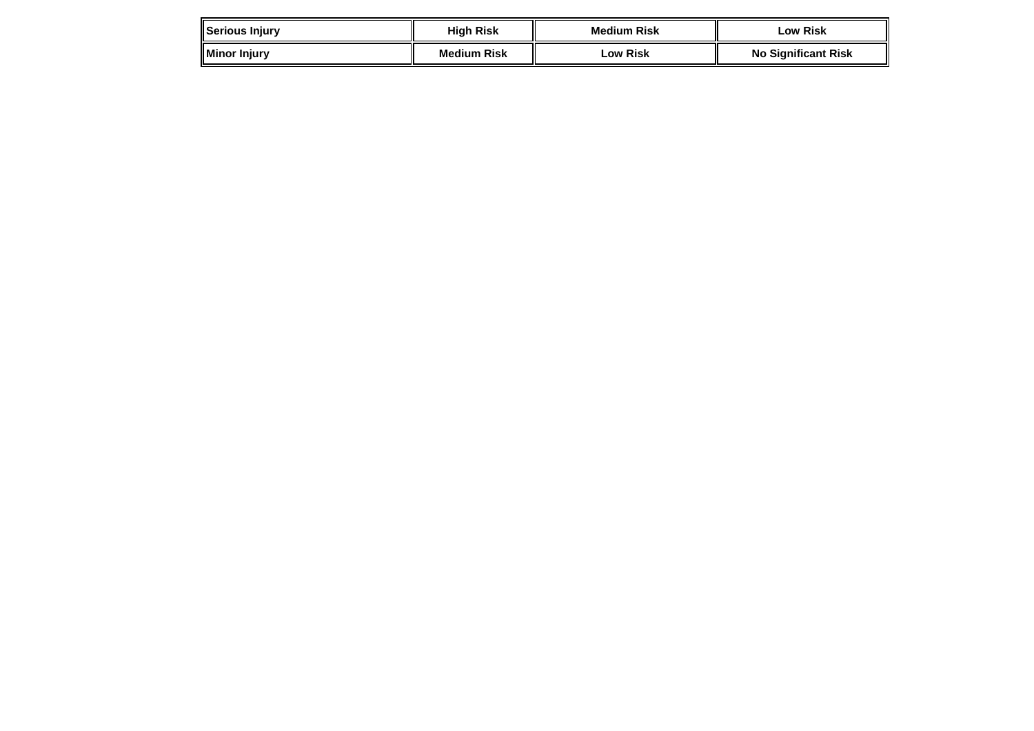| | | | |
|---|---|---|---|
| **Serious Injury** | **High Risk** | **Medium Risk** | **Low Risk** |
| **Minor Injury** | **Medium Risk** | **Low Risk** | **No Significant Risk** |